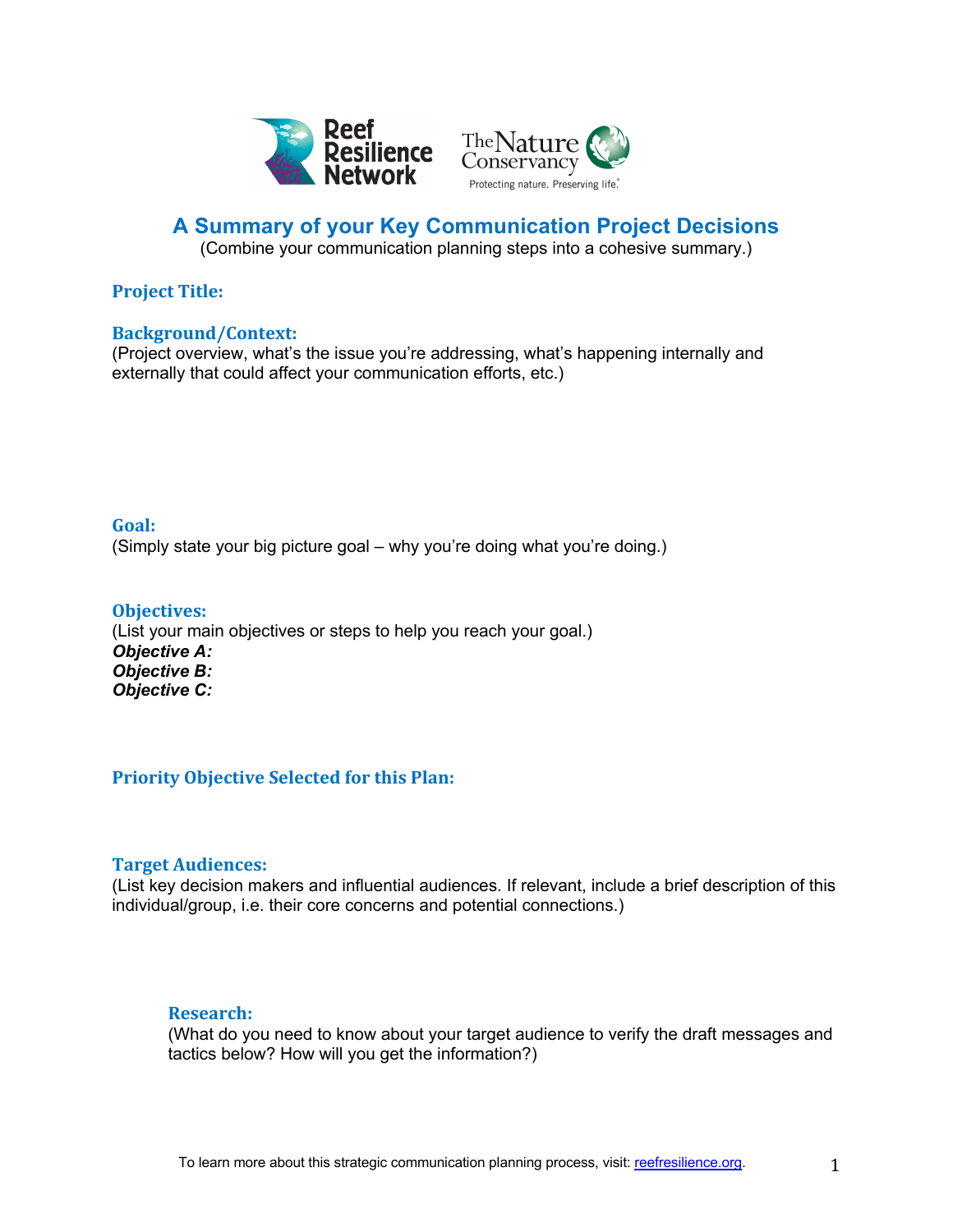# A Summary of your Key Communication Project Decisions

(Combine your communication planning steps into a cohesive summary.)

## Project Title:

## Background/Context:

(Project overview, what's the issue you're addressing, what's happening internally and externally that could affect your communication efforts, etc.)

## Goal:

(Simply state your big picture goal – why you're doing what you're doing.)

## Objectives:

(List your main objectives or steps to help you reach your goal.)

***Objective A:***
***Objective B:***
***Objective C:***

## Priority Objective Selected for this Plan:

## Target Audiences:

(List key decision makers and influential audiences. If relevant, include a brief description of this individual/group, i.e. their core concerns and potential connections.)

### Research:

(What do you need to know about your target audience to verify the draft messages and tactics below? How will you get the information?)

To learn more about this strategic communication planning process, visit: [reefresilience.org](reefresilience.org).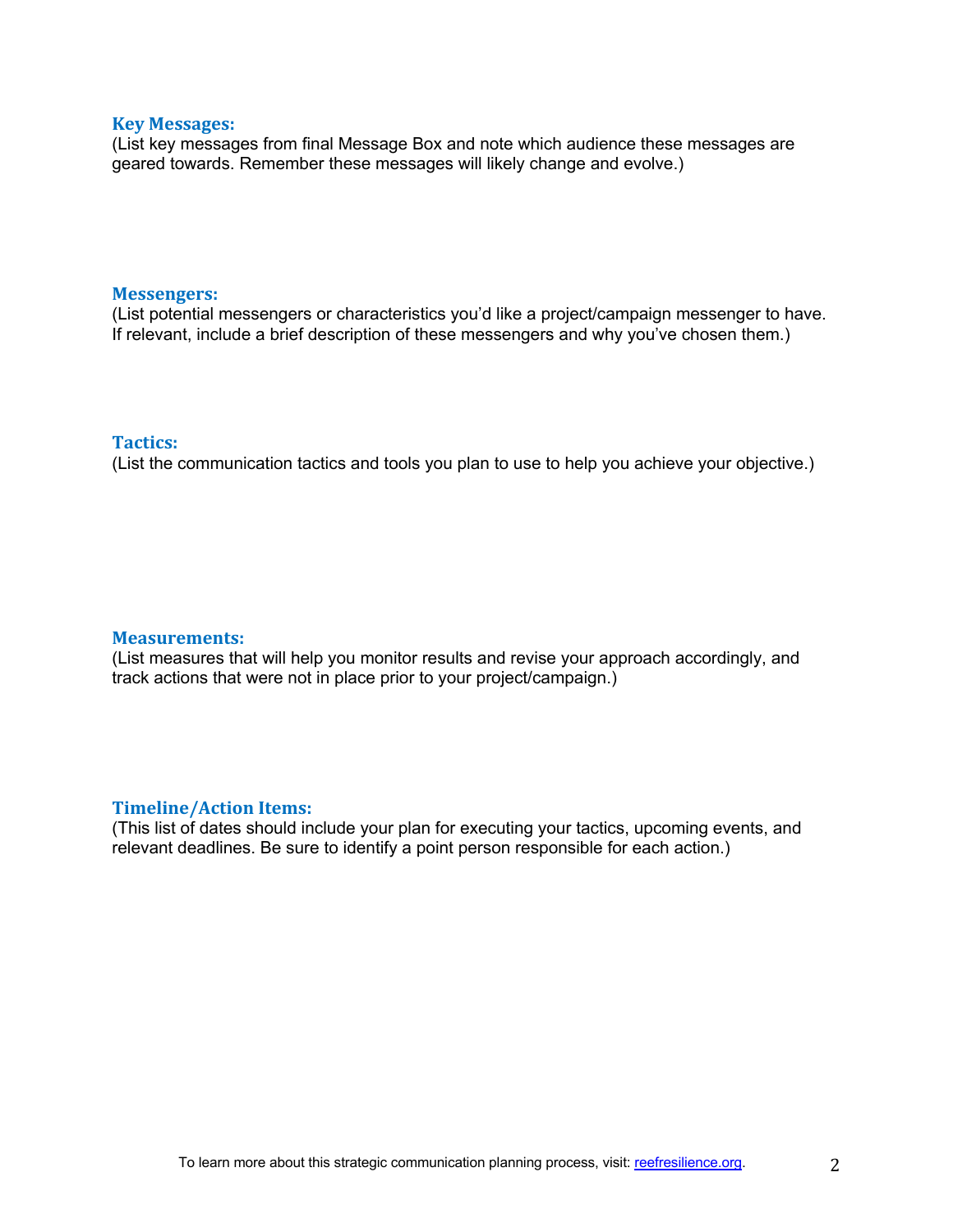**Key Messages:**

(List key messages from final Message Box and note which audience these messages are geared towards. Remember these messages will likely change and evolve.)

**Messengers:**

(List potential messengers or characteristics you'd like a project/campaign messenger to have. If relevant, include a brief description of these messengers and why you've chosen them.)

**Tactics:**

(List the communication tactics and tools you plan to use to help you achieve your objective.)

**Measurements:**

(List measures that will help you monitor results and revise your approach accordingly, and track actions that were not in place prior to your project/campaign.)

**Timeline/Action Items:**

(This list of dates should include your plan for executing your tactics, upcoming events, and relevant deadlines. Be sure to identify a point person responsible for each action.)

To learn more about this strategic communication planning process, visit: [reefresilience.org](reefresilience.org).